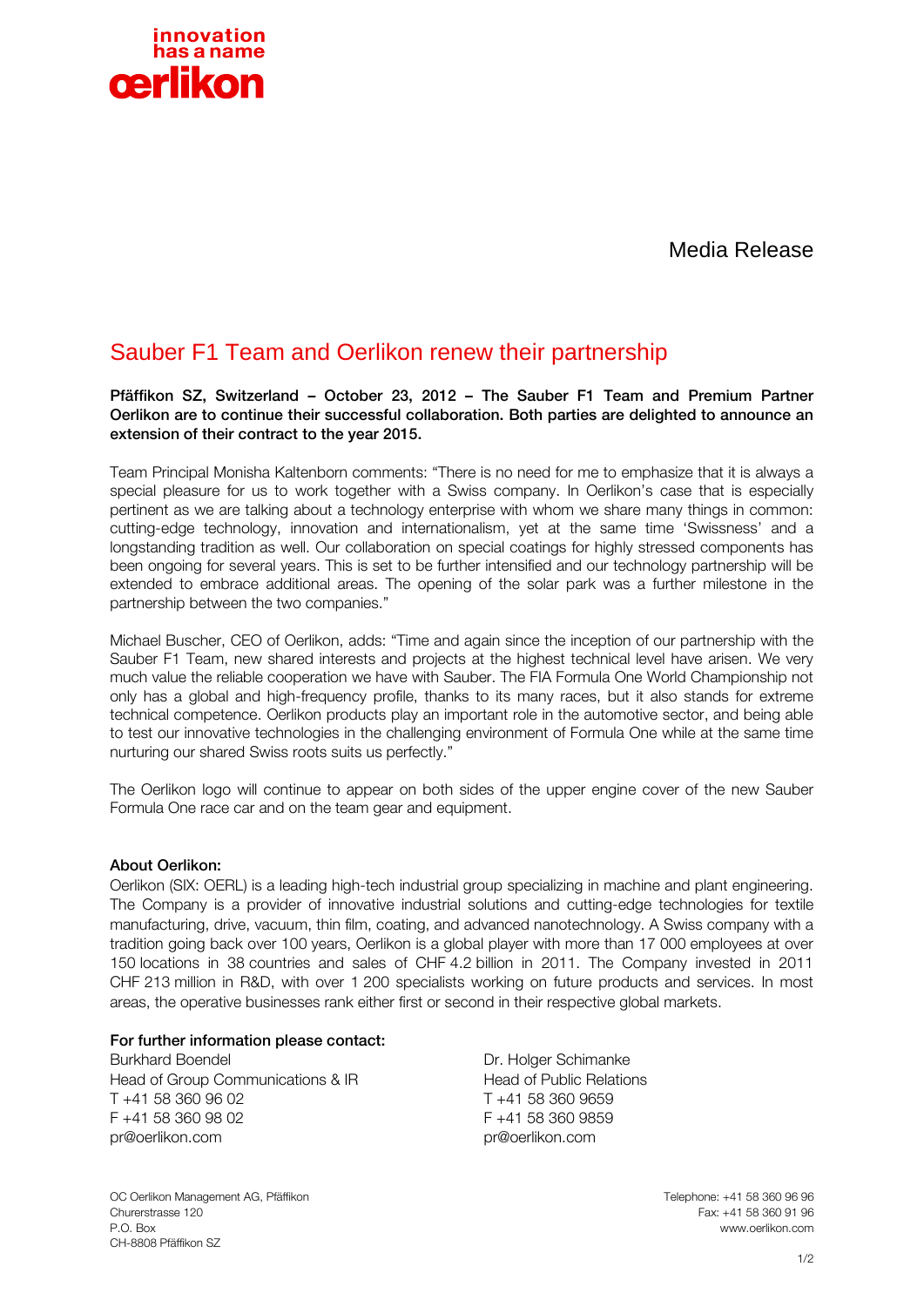innovation has a name
œrlikon

Media Release

# Sauber F1 Team and Oerlikon renew their partnership

**Pfäffikon SZ, Switzerland – October 23, 2012 – The Sauber F1 Team and Premium Partner Oerlikon are to continue their successful collaboration. Both parties are delighted to announce an extension of their contract to the year 2015.**

Team Principal Monisha Kaltenborn comments: "There is no need for me to emphasize that it is always a special pleasure for us to work together with a Swiss company. In Oerlikon's case that is especially pertinent as we are talking about a technology enterprise with whom we share many things in common: cutting-edge technology, innovation and internationalism, yet at the same time 'Swissness' and a longstanding tradition as well. Our collaboration on special coatings for highly stressed components has been ongoing for several years. This is set to be further intensified and our technology partnership will be extended to embrace additional areas. The opening of the solar park was a further milestone in the partnership between the two companies."

Michael Buscher, CEO of Oerlikon, adds: "Time and again since the inception of our partnership with the Sauber F1 Team, new shared interests and projects at the highest technical level have arisen. We very much value the reliable cooperation we have with Sauber. The FIA Formula One World Championship not only has a global and high-frequency profile, thanks to its many races, but it also stands for extreme technical competence. Oerlikon products play an important role in the automotive sector, and being able to test our innovative technologies in the challenging environment of Formula One while at the same time nurturing our shared Swiss roots suits us perfectly."

The Oerlikon logo will continue to appear on both sides of the upper engine cover of the new Sauber Formula One race car and on the team gear and equipment.

**About Oerlikon:**
Oerlikon (SIX: OERL) is a leading high-tech industrial group specializing in machine and plant engineering. The Company is a provider of innovative industrial solutions and cutting-edge technologies for textile manufacturing, drive, vacuum, thin film, coating, and advanced nanotechnology. A Swiss company with a tradition going back over 100 years, Oerlikon is a global player with more than 17 000 employees at over 150 locations in 38 countries and sales of CHF 4.2 billion in 2011. The Company invested in 2011 CHF 213 million in R&D, with over 1 200 specialists working on future products and services. In most areas, the operative businesses rank either first or second in their respective global markets.

**For further information please contact:**

Burkhard Boendel
Head of Group Communications & IR
T +41 58 360 96 02
F +41 58 360 98 02
pr@oerlikon.com

Dr. Holger Schimanke
Head of Public Relations
T +41 58 360 9659
F +41 58 360 9859
pr@oerlikon.com

OC Oerlikon Management AG, Pfäffikon
Churerstrasse 120
P.O. Box
CH-8808 Pfäffikon SZ

Telephone: +41 58 360 96 96
Fax: +41 58 360 91 96
www.oerlikon.com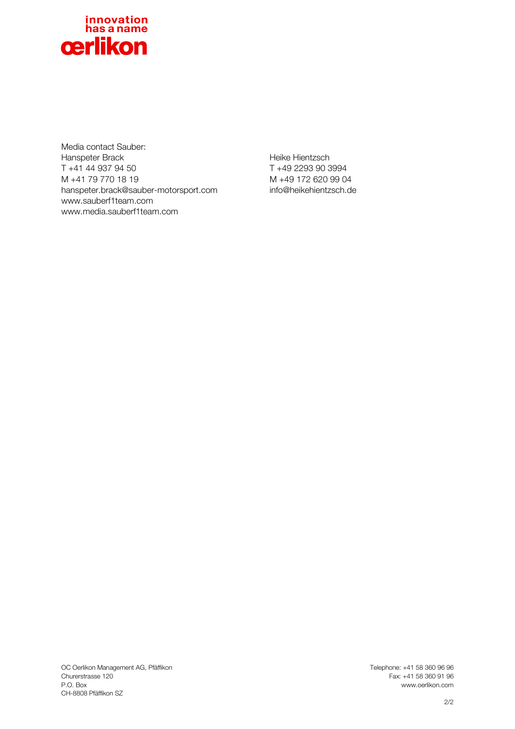Media contact Sauber:
Hanspeter Brack
T +41 44 937 94 50
M +41 79 770 18 19
hanspeter.brack@sauber-motorsport.com
www.sauberf1team.com
www.media.sauberf1team.com

Heike Hientzsch
T +49 2293 90 3994
M +49 172 620 99 04
info@heikehientzsch.de